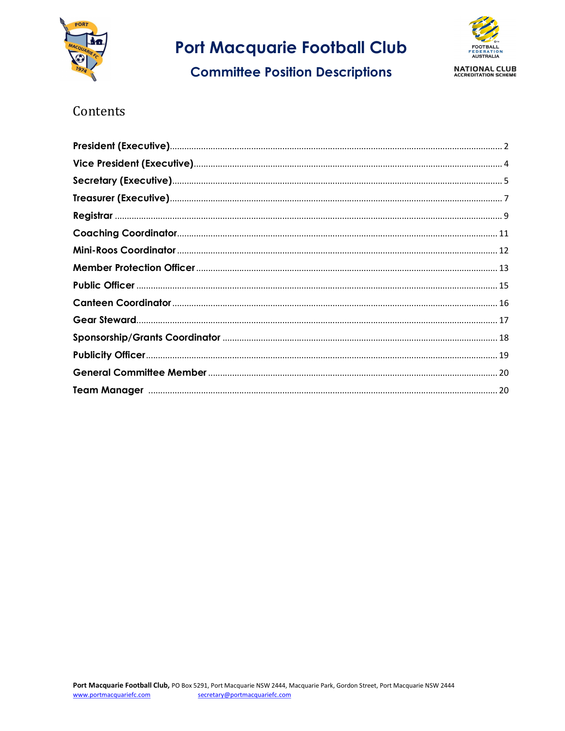# Port Macquarie Football Club

## Committee Position Descriptions

## Contents

| | |
|---|---|
| **President (Executive)** | 2 |
| **Vice President (Executive)** | 4 |
| **Secretary (Executive)** | 5 |
| **Treasurer (Executive)** | 7 |
| **Registrar** | 9 |
| **Coaching Coordinator** | 11 |
| **Mini-Roos Coordinator** | 12 |
| **Member Protection Officer** | 13 |
| **Public Officer** | 15 |
| **Canteen Coordinator** | 16 |
| **Gear Steward** | 17 |
| **Sponsorship/Grants Coordinator** | 18 |
| **Publicity Officer** | 19 |
| **General Committee Member** | 20 |
| **Team Manager** | 20 |

**Port Macquarie Football Club,** PO Box 5291, Port Macquarie NSW 2444, Macquarie Park, Gordon Street, Port Macquarie NSW 2444
www.portmacquariefc.com secretary@portmacquariefc.com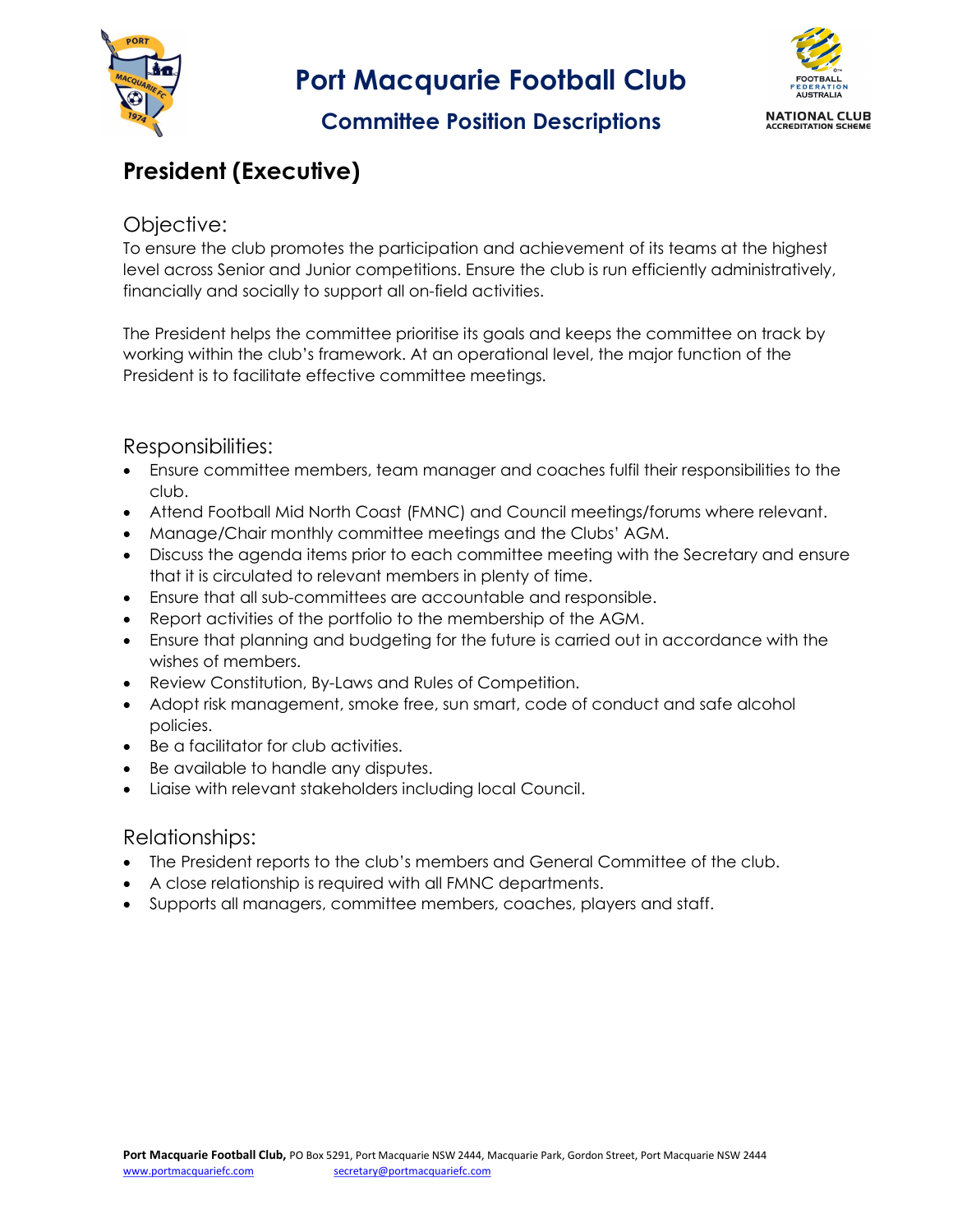# Port Macquarie Football Club

## Committee Position Descriptions

## President (Executive)

### Objective:

To ensure the club promotes the participation and achievement of its teams at the highest level across Senior and Junior competitions. Ensure the club is run efficiently administratively, financially and socially to support all on-field activities.

The President helps the committee prioritise its goals and keeps the committee on track by working within the club's framework. At an operational level, the major function of the President is to facilitate effective committee meetings.

### Responsibilities:

- Ensure committee members, team manager and coaches fulfil their responsibilities to the club.
- Attend Football Mid North Coast (FMNC) and Council meetings/forums where relevant.
- Manage/Chair monthly committee meetings and the Clubs' AGM.
- Discuss the agenda items prior to each committee meeting with the Secretary and ensure that it is circulated to relevant members in plenty of time.
- Ensure that all sub-committees are accountable and responsible.
- Report activities of the portfolio to the membership of the AGM.
- Ensure that planning and budgeting for the future is carried out in accordance with the wishes of members.
- Review Constitution, By-Laws and Rules of Competition.
- Adopt risk management, smoke free, sun smart, code of conduct and safe alcohol policies.
- Be a facilitator for club activities.
- Be available to handle any disputes.
- Liaise with relevant stakeholders including local Council.

### Relationships:

- The President reports to the club's members and General Committee of the club.
- A close relationship is required with all FMNC departments.
- Supports all managers, committee members, coaches, players and staff.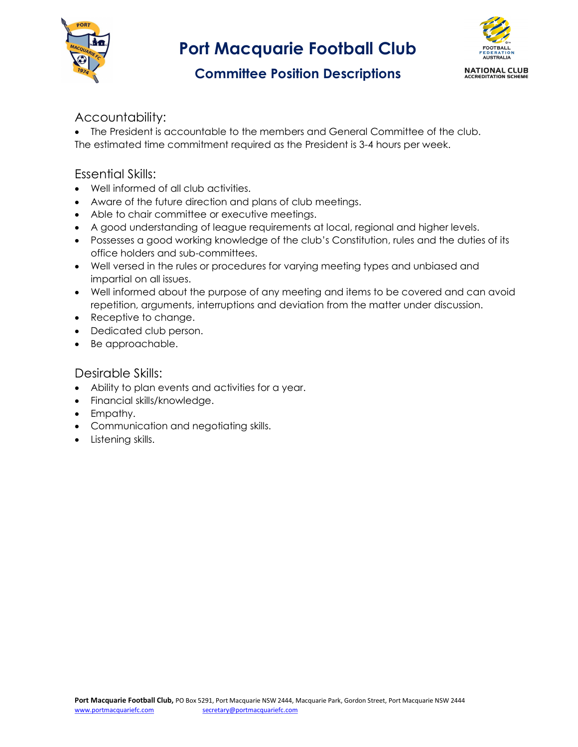## Accountability:

- The President is accountable to the members and General Committee of the club.

The estimated time commitment required as the President is 3-4 hours per week.

## Essential Skills:

- Well informed of all club activities.
- Aware of the future direction and plans of club meetings.
- Able to chair committee or executive meetings.
- A good understanding of league requirements at local, regional and higher levels.
- Possesses a good working knowledge of the club's Constitution, rules and the duties of its office holders and sub-committees.
- Well versed in the rules or procedures for varying meeting types and unbiased and impartial on all issues.
- Well informed about the purpose of any meeting and items to be covered and can avoid repetition, arguments, interruptions and deviation from the matter under discussion.
- Receptive to change.
- Dedicated club person.
- Be approachable.

## Desirable Skills:

- Ability to plan events and activities for a year.
- Financial skills/knowledge.
- Empathy.
- Communication and negotiating skills.
- Listening skills.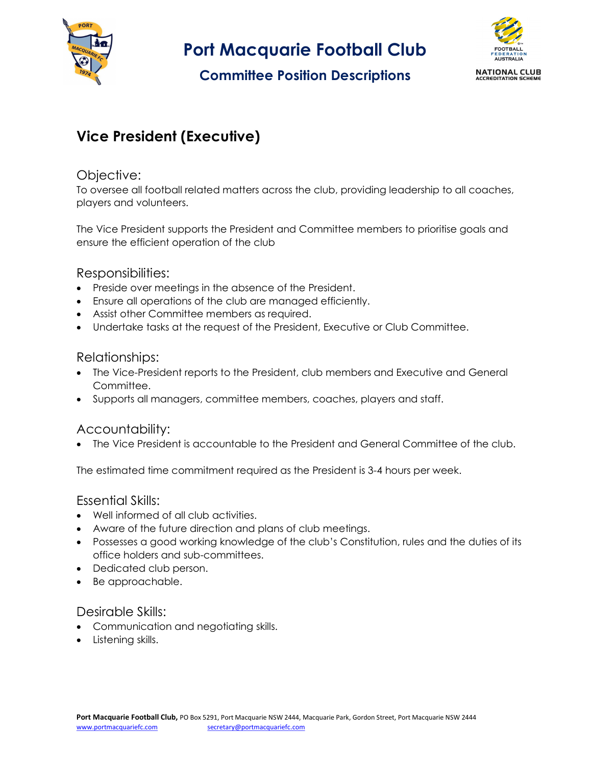# Port Macquarie Football Club

## Committee Position Descriptions

### Vice President (Executive)

#### Objective:

To oversee all football related matters across the club, providing leadership to all coaches, players and volunteers.

The Vice President supports the President and Committee members to prioritise goals and ensure the efficient operation of the club

#### Responsibilities:

- Preside over meetings in the absence of the President.
- Ensure all operations of the club are managed efficiently.
- Assist other Committee members as required.
- Undertake tasks at the request of the President, Executive or Club Committee.

#### Relationships:

- The Vice-President reports to the President, club members and Executive and General Committee.
- Supports all managers, committee members, coaches, players and staff.

#### Accountability:

- The Vice President is accountable to the President and General Committee of the club.

The estimated time commitment required as the President is 3-4 hours per week.

#### Essential Skills:

- Well informed of all club activities.
- Aware of the future direction and plans of club meetings.
- Possesses a good working knowledge of the club's Constitution, rules and the duties of its office holders and sub-committees.
- Dedicated club person.
- Be approachable.

#### Desirable Skills:

- Communication and negotiating skills.
- Listening skills.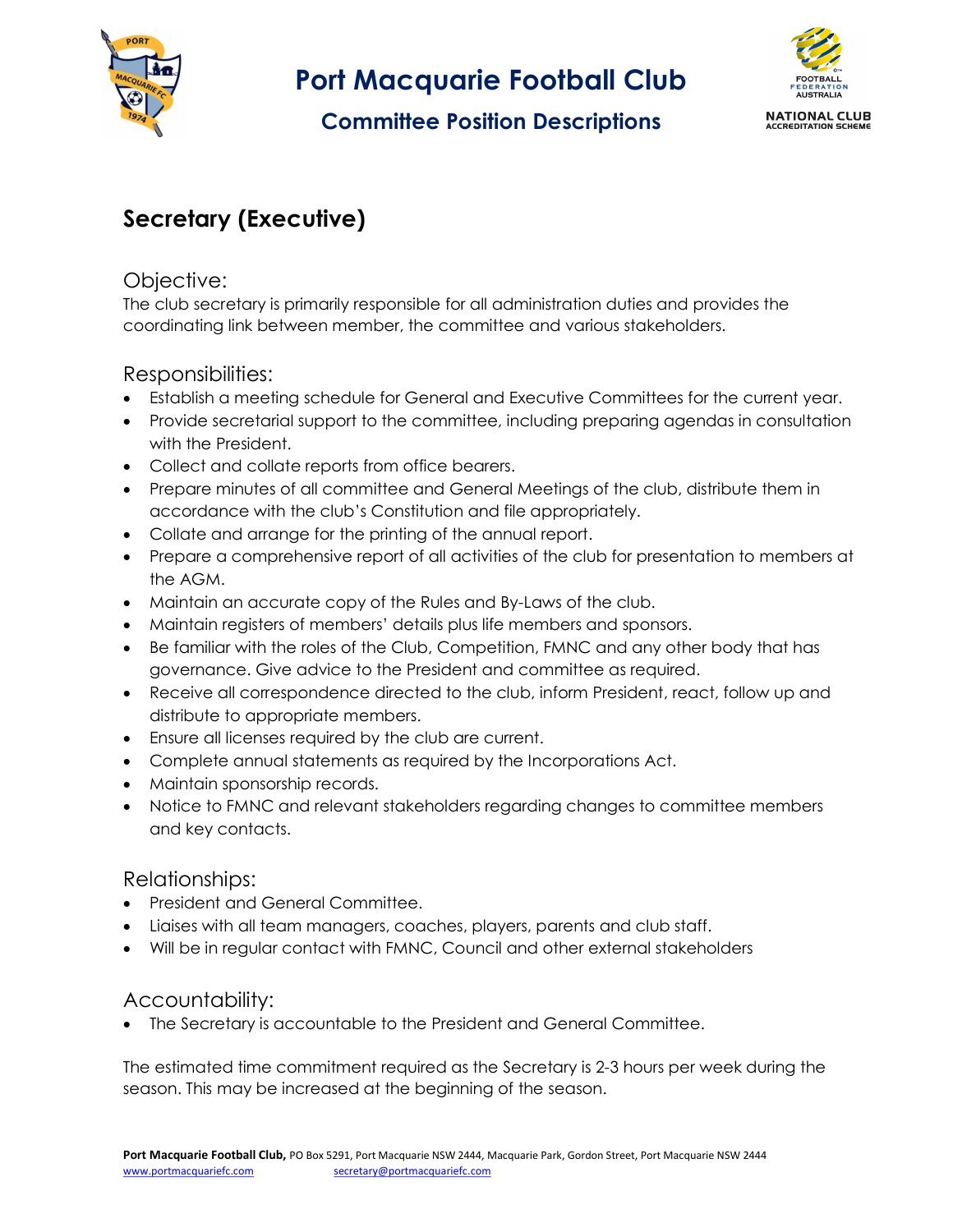# Port Macquarie Football Club

## Committee Position Descriptions

## Secretary (Executive)

### Objective:

The club secretary is primarily responsible for all administration duties and provides the coordinating link between member, the committee and various stakeholders.

### Responsibilities:

- Establish a meeting schedule for General and Executive Committees for the current year.
- Provide secretarial support to the committee, including preparing agendas in consultation with the President.
- Collect and collate reports from office bearers.
- Prepare minutes of all committee and General Meetings of the club, distribute them in accordance with the club's Constitution and file appropriately.
- Collate and arrange for the printing of the annual report.
- Prepare a comprehensive report of all activities of the club for presentation to members at the AGM.
- Maintain an accurate copy of the Rules and By-Laws of the club.
- Maintain registers of members' details plus life members and sponsors.
- Be familiar with the roles of the Club, Competition, FMNC and any other body that has governance. Give advice to the President and committee as required.
- Receive all correspondence directed to the club, inform President, react, follow up and distribute to appropriate members.
- Ensure all licenses required by the club are current.
- Complete annual statements as required by the Incorporations Act.
- Maintain sponsorship records.
- Notice to FMNC and relevant stakeholders regarding changes to committee members and key contacts.

### Relationships:

- President and General Committee.
- Liaises with all team managers, coaches, players, parents and club staff.
- Will be in regular contact with FMNC, Council and other external stakeholders

### Accountability:

- The Secretary is accountable to the President and General Committee.

The estimated time commitment required as the Secretary is 2-3 hours per week during the season. This may be increased at the beginning of the season.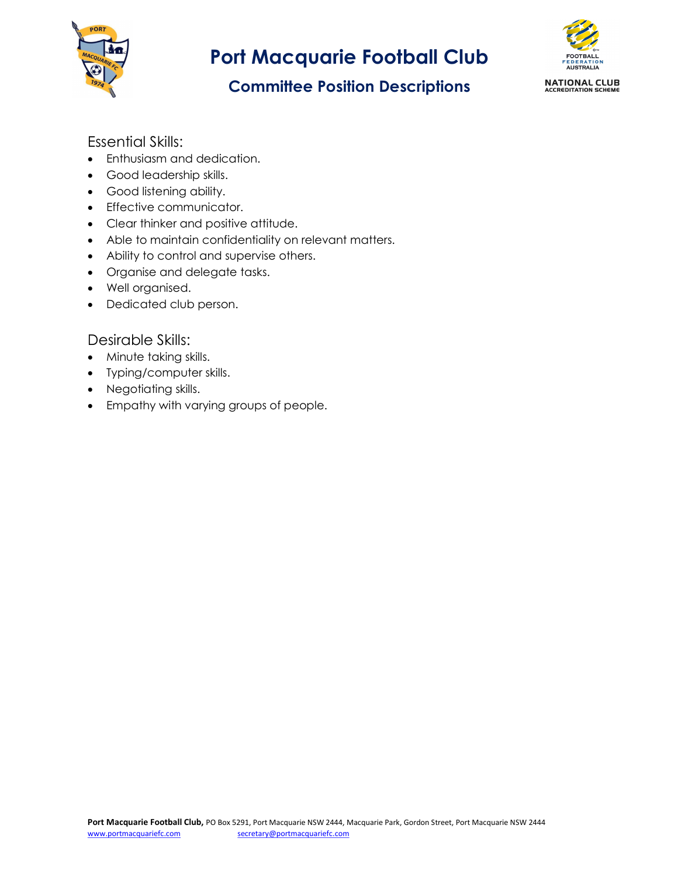Essential Skills:

- Enthusiasm and dedication.
- Good leadership skills.
- Good listening ability.
- Effective communicator.
- Clear thinker and positive attitude.
- Able to maintain confidentiality on relevant matters.
- Ability to control and supervise others.
- Organise and delegate tasks.
- Well organised.
- Dedicated club person.

Desirable Skills:

- Minute taking skills.
- Typing/computer skills.
- Negotiating skills.
- Empathy with varying groups of people.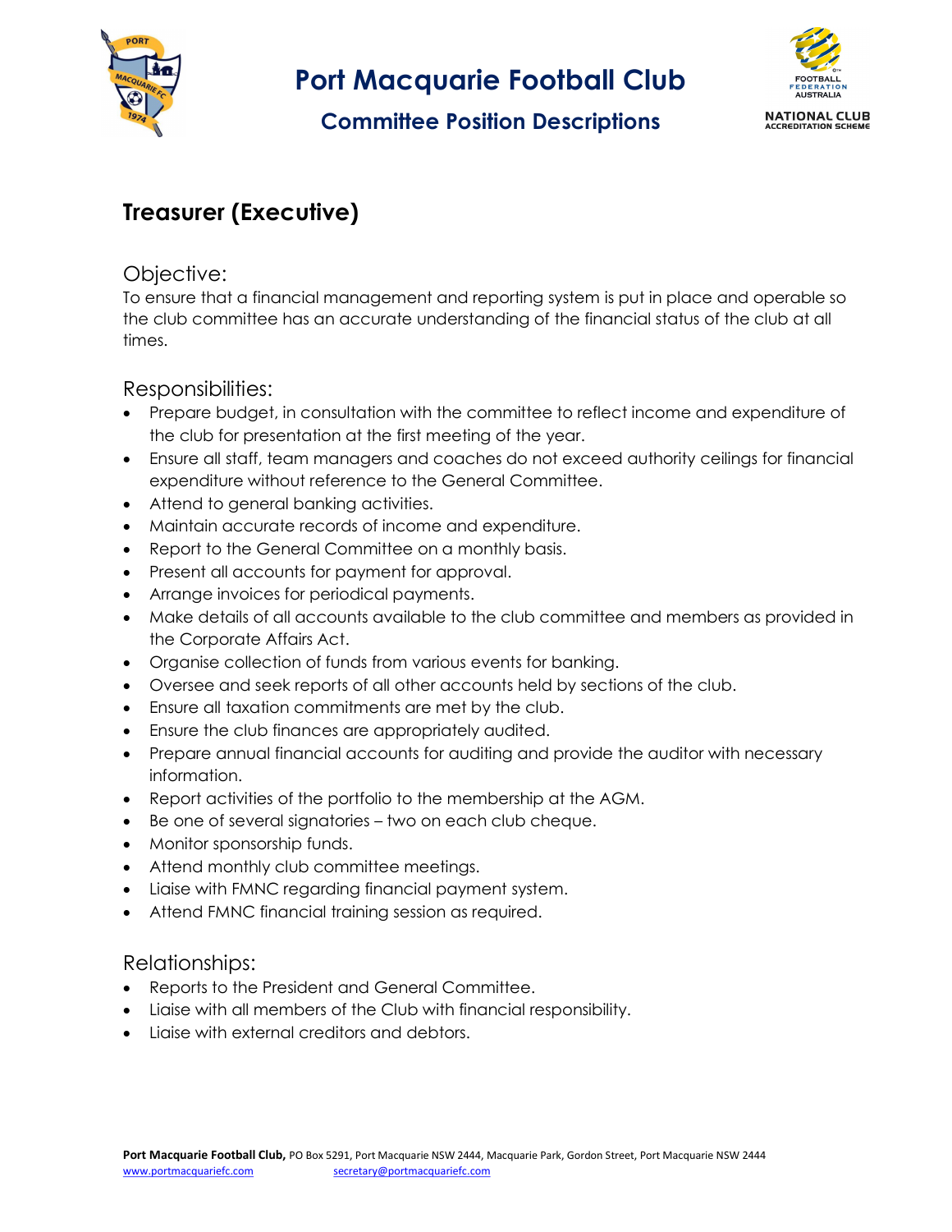# Port Macquarie Football Club

## Committee Position Descriptions

## Treasurer (Executive)

### Objective:

To ensure that a financial management and reporting system is put in place and operable so the club committee has an accurate understanding of the financial status of the club at all times.

### Responsibilities:

- Prepare budget, in consultation with the committee to reflect income and expenditure of the club for presentation at the first meeting of the year.
- Ensure all staff, team managers and coaches do not exceed authority ceilings for financial expenditure without reference to the General Committee.
- Attend to general banking activities.
- Maintain accurate records of income and expenditure.
- Report to the General Committee on a monthly basis.
- Present all accounts for payment for approval.
- Arrange invoices for periodical payments.
- Make details of all accounts available to the club committee and members as provided in the Corporate Affairs Act.
- Organise collection of funds from various events for banking.
- Oversee and seek reports of all other accounts held by sections of the club.
- Ensure all taxation commitments are met by the club.
- Ensure the club finances are appropriately audited.
- Prepare annual financial accounts for auditing and provide the auditor with necessary information.
- Report activities of the portfolio to the membership at the AGM.
- Be one of several signatories – two on each club cheque.
- Monitor sponsorship funds.
- Attend monthly club committee meetings.
- Liaise with FMNC regarding financial payment system.
- Attend FMNC financial training session as required.

### Relationships:

- Reports to the President and General Committee.
- Liaise with all members of the Club with financial responsibility.
- Liaise with external creditors and debtors.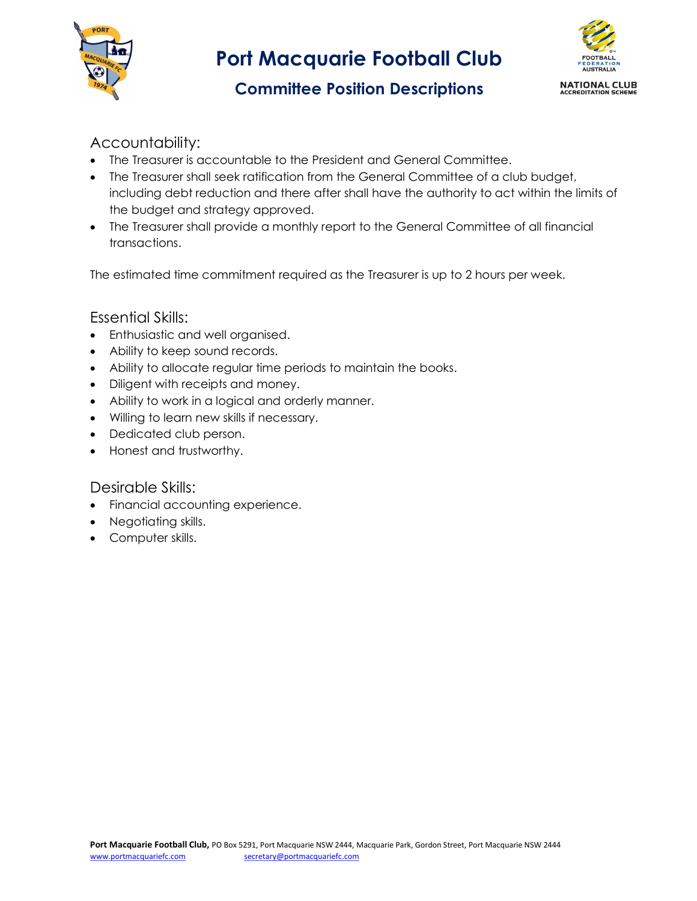## Accountability:

- The Treasurer is accountable to the President and General Committee.
- The Treasurer shall seek ratification from the General Committee of a club budget, including debt reduction and there after shall have the authority to act within the limits of the budget and strategy approved.
- The Treasurer shall provide a monthly report to the General Committee of all financial transactions.

The estimated time commitment required as the Treasurer is up to 2 hours per week.

## Essential Skills:

- Enthusiastic and well organised.
- Ability to keep sound records.
- Ability to allocate regular time periods to maintain the books.
- Diligent with receipts and money.
- Ability to work in a logical and orderly manner.
- Willing to learn new skills if necessary.
- Dedicated club person.
- Honest and trustworthy.

## Desirable Skills:

- Financial accounting experience.
- Negotiating skills.
- Computer skills.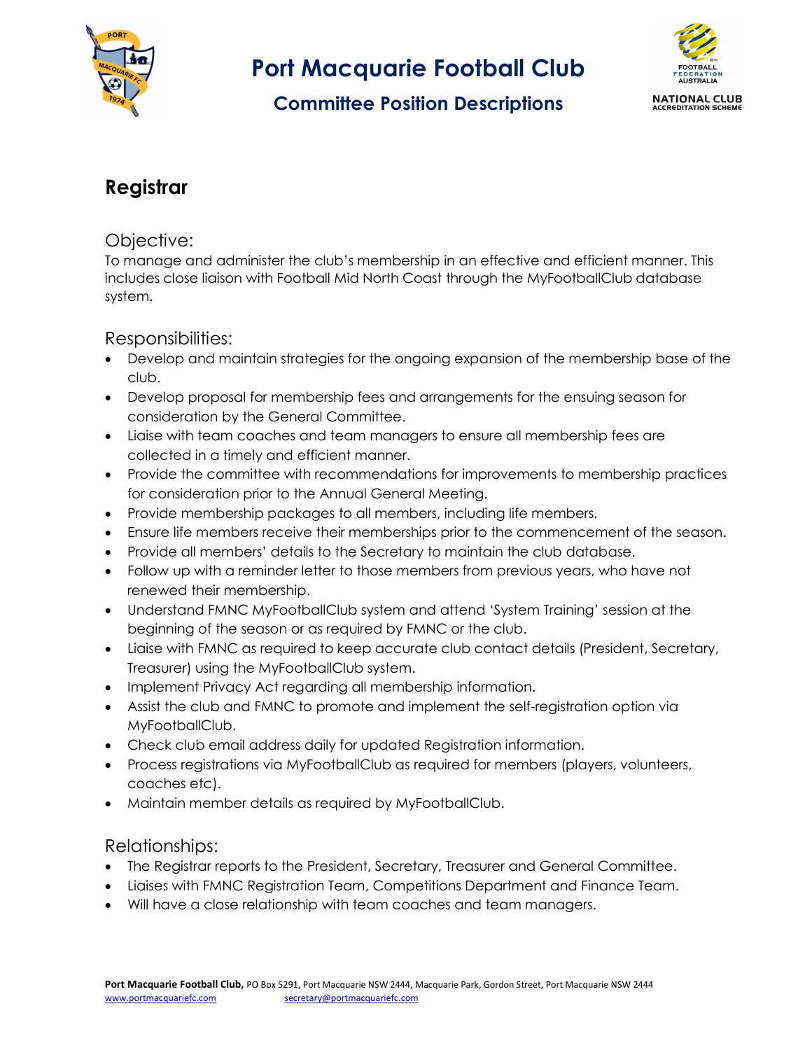# Port Macquarie Football Club

## Committee Position Descriptions

## Registrar

### Objective:

To manage and administer the club's membership in an effective and efficient manner. This includes close liaison with Football Mid North Coast through the MyFootballClub database system.

### Responsibilities:

- Develop and maintain strategies for the ongoing expansion of the membership base of the club.
- Develop proposal for membership fees and arrangements for the ensuing season for consideration by the General Committee.
- Liaise with team coaches and team managers to ensure all membership fees are collected in a timely and efficient manner.
- Provide the committee with recommendations for improvements to membership practices for consideration prior to the Annual General Meeting.
- Provide membership packages to all members, including life members.
- Ensure life members receive their memberships prior to the commencement of the season.
- Provide all members' details to the Secretary to maintain the club database.
- Follow up with a reminder letter to those members from previous years, who have not renewed their membership.
- Understand FMNC MyFootballClub system and attend 'System Training' session at the beginning of the season or as required by FMNC or the club.
- Liaise with FMNC as required to keep accurate club contact details (President, Secretary, Treasurer) using the MyFootballClub system.
- Implement Privacy Act regarding all membership information.
- Assist the club and FMNC to promote and implement the self-registration option via MyFootballClub.
- Check club email address daily for updated Registration information.
- Process registrations via MyFootballClub as required for members (players, volunteers, coaches etc).
- Maintain member details as required by MyFootballClub.

### Relationships:

- The Registrar reports to the President, Secretary, Treasurer and General Committee.
- Liaises with FMNC Registration Team, Competitions Department and Finance Team.
- Will have a close relationship with team coaches and team managers.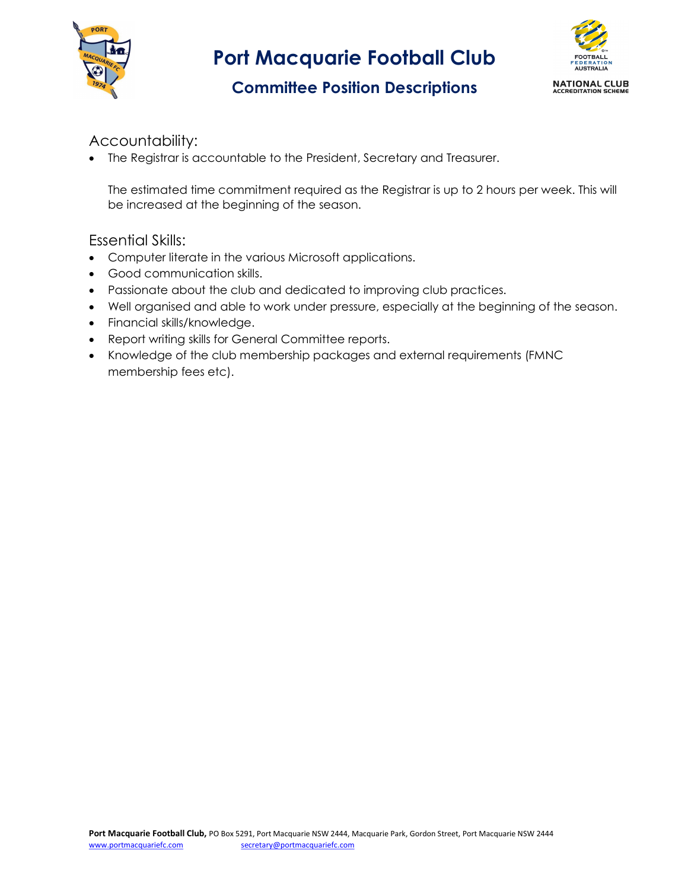## Accountability:

- The Registrar is accountable to the President, Secretary and Treasurer.

  The estimated time commitment required as the Registrar is up to 2 hours per week. This will be increased at the beginning of the season.

## Essential Skills:

- Computer literate in the various Microsoft applications.
- Good communication skills.
- Passionate about the club and dedicated to improving club practices.
- Well organised and able to work under pressure, especially at the beginning of the season.
- Financial skills/knowledge.
- Report writing skills for General Committee reports.
- Knowledge of the club membership packages and external requirements (FMNC membership fees etc).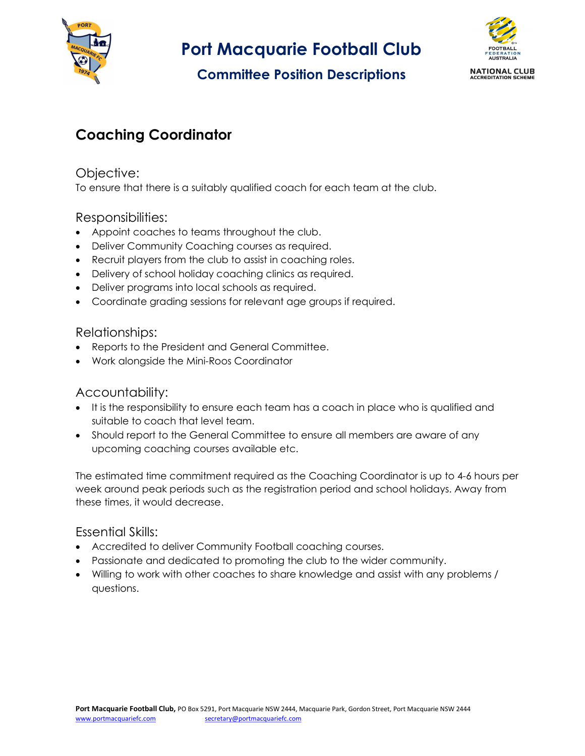# Port Macquarie Football Club

## Committee Position Descriptions

## Coaching Coordinator

### Objective:

To ensure that there is a suitably qualified coach for each team at the club.

### Responsibilities:

- Appoint coaches to teams throughout the club.
- Deliver Community Coaching courses as required.
- Recruit players from the club to assist in coaching roles.
- Delivery of school holiday coaching clinics as required.
- Deliver programs into local schools as required.
- Coordinate grading sessions for relevant age groups if required.

### Relationships:

- Reports to the President and General Committee.
- Work alongside the Mini-Roos Coordinator

### Accountability:

- It is the responsibility to ensure each team has a coach in place who is qualified and suitable to coach that level team.
- Should report to the General Committee to ensure all members are aware of any upcoming coaching courses available etc.

The estimated time commitment required as the Coaching Coordinator is up to 4-6 hours per week around peak periods such as the registration period and school holidays. Away from these times, it would decrease.

### Essential Skills:

- Accredited to deliver Community Football coaching courses.
- Passionate and dedicated to promoting the club to the wider community.
- Willing to work with other coaches to share knowledge and assist with any problems / questions.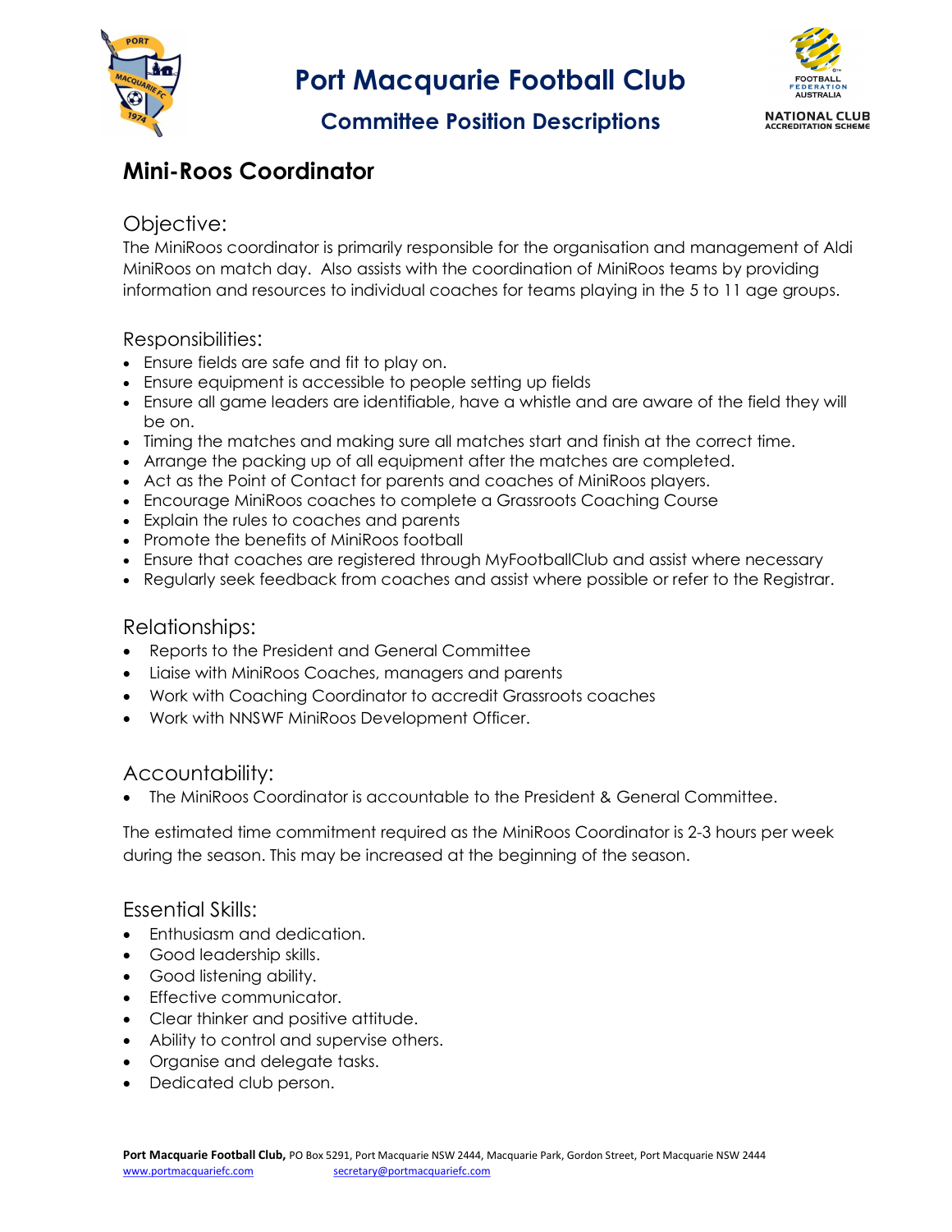# Port Macquarie Football Club

## Committee Position Descriptions

## Mini-Roos Coordinator

### Objective:

The MiniRoos coordinator is primarily responsible for the organisation and management of Aldi MiniRoos on match day. Also assists with the coordination of MiniRoos teams by providing information and resources to individual coaches for teams playing in the 5 to 11 age groups.

### Responsibilities:

- Ensure fields are safe and fit to play on.
- Ensure equipment is accessible to people setting up fields
- Ensure all game leaders are identifiable, have a whistle and are aware of the field they will be on.
- Timing the matches and making sure all matches start and finish at the correct time.
- Arrange the packing up of all equipment after the matches are completed.
- Act as the Point of Contact for parents and coaches of MiniRoos players.
- Encourage MiniRoos coaches to complete a Grassroots Coaching Course
- Explain the rules to coaches and parents
- Promote the benefits of MiniRoos football
- Ensure that coaches are registered through MyFootballClub and assist where necessary
- Regularly seek feedback from coaches and assist where possible or refer to the Registrar.

### Relationships:

- Reports to the President and General Committee
- Liaise with MiniRoos Coaches, managers and parents
- Work with Coaching Coordinator to accredit Grassroots coaches
- Work with NNSWF MiniRoos Development Officer.

### Accountability:

- The MiniRoos Coordinator is accountable to the President & General Committee.

The estimated time commitment required as the MiniRoos Coordinator is 2-3 hours per week during the season. This may be increased at the beginning of the season.

### Essential Skills:

- Enthusiasm and dedication.
- Good leadership skills.
- Good listening ability.
- Effective communicator.
- Clear thinker and positive attitude.
- Ability to control and supervise others.
- Organise and delegate tasks.
- Dedicated club person.

**Port Macquarie Football Club,** PO Box 5291, Port Macquarie NSW 2444, Macquarie Park, Gordon Street, Port Macquarie NSW 2444
www.portmacquariefc.com secretary@portmacquariefc.com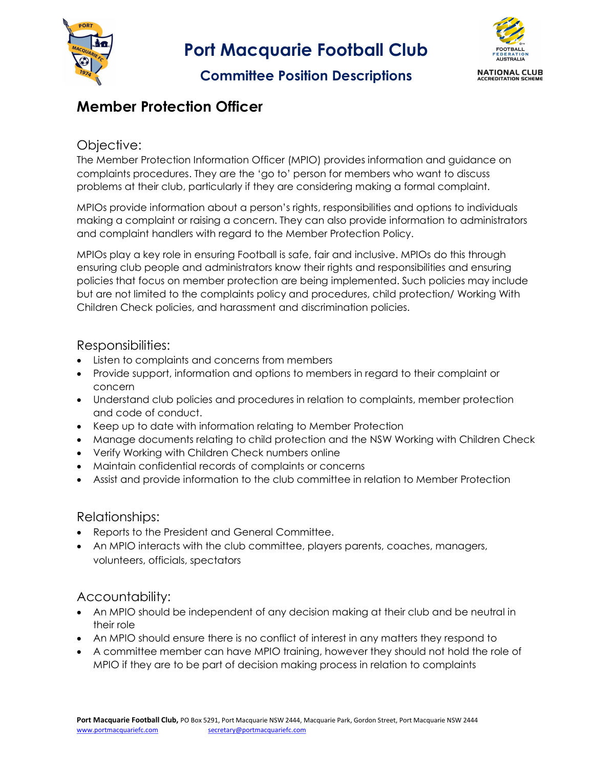# Port Macquarie Football Club

## Committee Position Descriptions

## Member Protection Officer

### Objective:

The Member Protection Information Officer (MPIO) provides information and guidance on complaints procedures. They are the 'go to' person for members who want to discuss problems at their club, particularly if they are considering making a formal complaint.

MPIOs provide information about a person's rights, responsibilities and options to individuals making a complaint or raising a concern. They can also provide information to administrators and complaint handlers with regard to the Member Protection Policy.

MPIOs play a key role in ensuring Football is safe, fair and inclusive. MPIOs do this through ensuring club people and administrators know their rights and responsibilities and ensuring policies that focus on member protection are being implemented. Such policies may include but are not limited to the complaints policy and procedures, child protection/ Working With Children Check policies, and harassment and discrimination policies.

### Responsibilities:

- Listen to complaints and concerns from members
- Provide support, information and options to members in regard to their complaint or concern
- Understand club policies and procedures in relation to complaints, member protection and code of conduct.
- Keep up to date with information relating to Member Protection
- Manage documents relating to child protection and the NSW Working with Children Check
- Verify Working with Children Check numbers online
- Maintain confidential records of complaints or concerns
- Assist and provide information to the club committee in relation to Member Protection

### Relationships:

- Reports to the President and General Committee.
- An MPIO interacts with the club committee, players parents, coaches, managers, volunteers, officials, spectators

### Accountability:

- An MPIO should be independent of any decision making at their club and be neutral in their role
- An MPIO should ensure there is no conflict of interest in any matters they respond to
- A committee member can have MPIO training, however they should not hold the role of MPIO if they are to be part of decision making process in relation to complaints

**Port Macquarie Football Club,** PO Box 5291, Port Macquarie NSW 2444, Macquarie Park, Gordon Street, Port Macquarie NSW 2444
www.portmacquariefc.com secretary@portmacquariefc.com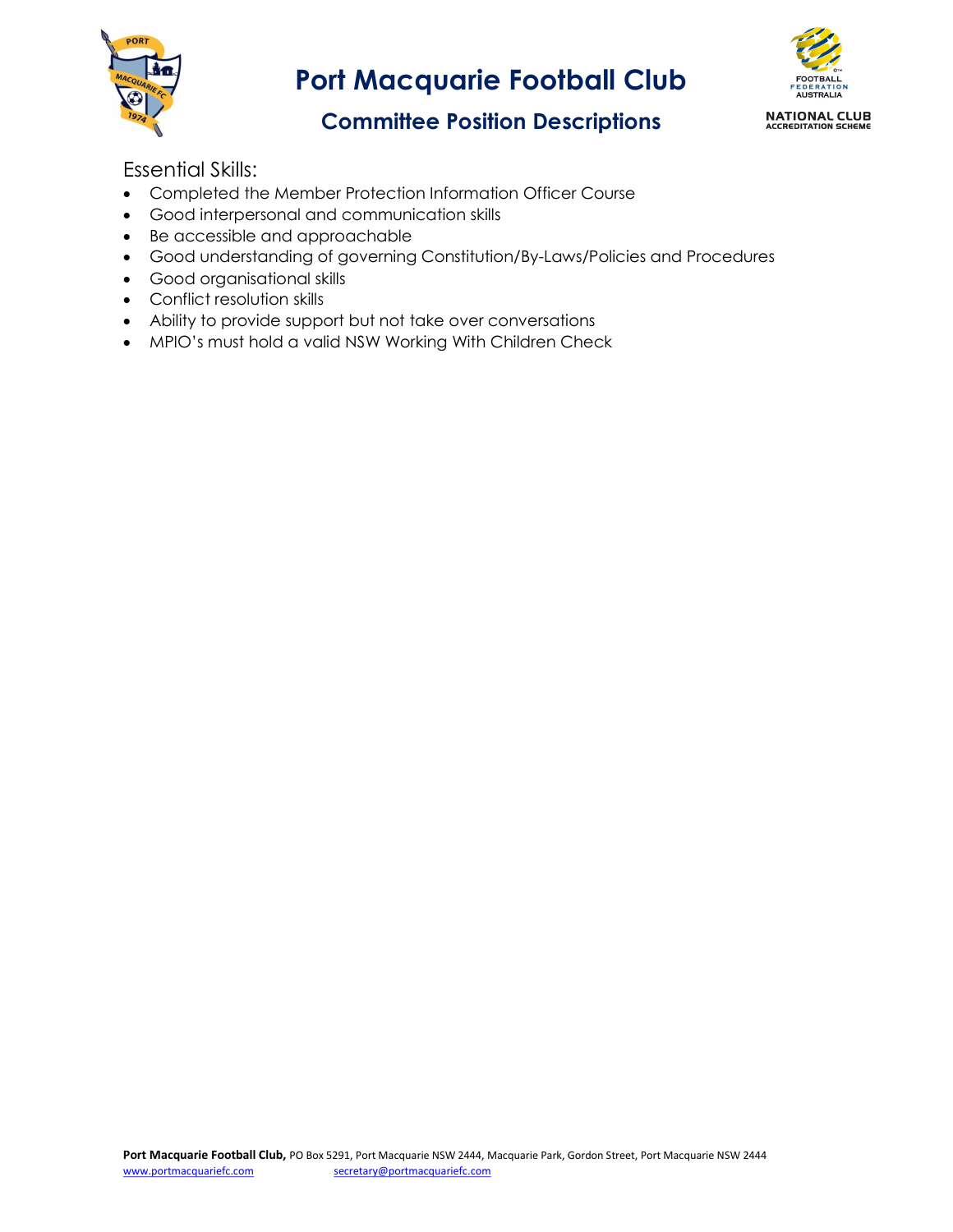Essential Skills:

- Completed the Member Protection Information Officer Course
- Good interpersonal and communication skills
- Be accessible and approachable
- Good understanding of governing Constitution/By-Laws/Policies and Procedures
- Good organisational skills
- Conflict resolution skills
- Ability to provide support but not take over conversations
- MPIO's must hold a valid NSW Working With Children Check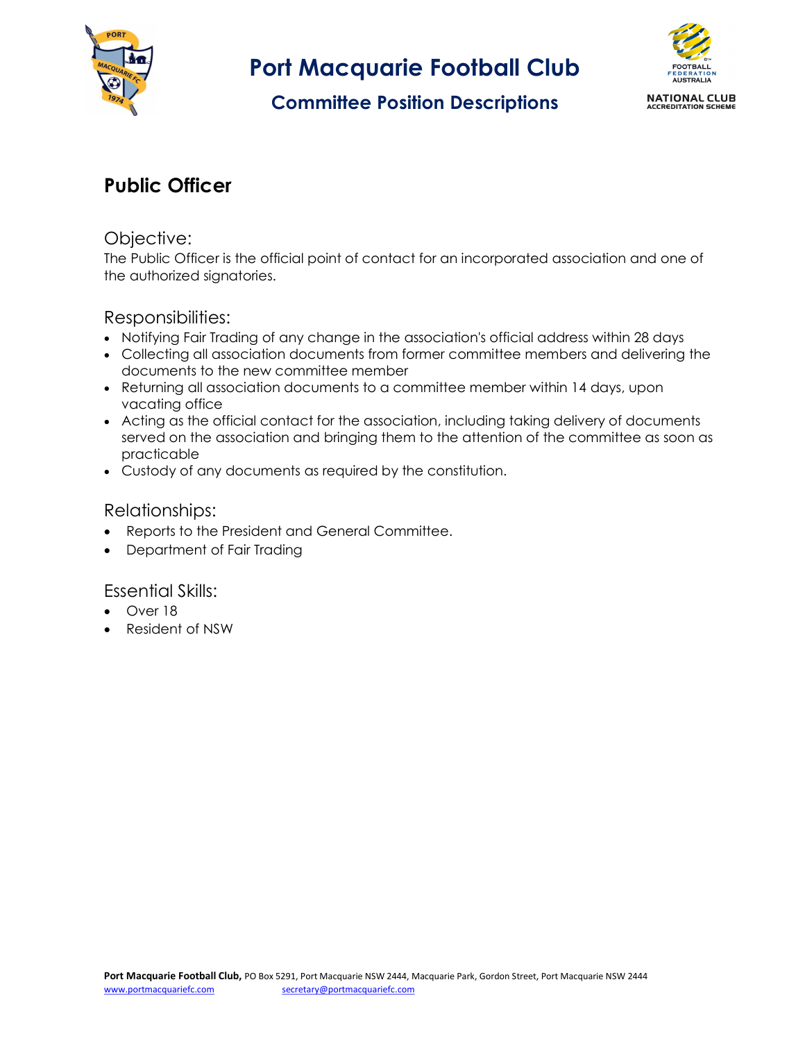# Port Macquarie Football Club

## Committee Position Descriptions

### Public Officer

#### Objective:

The Public Officer is the official point of contact for an incorporated association and one of the authorized signatories.

#### Responsibilities:

- Notifying Fair Trading of any change in the association's official address within 28 days
- Collecting all association documents from former committee members and delivering the documents to the new committee member
- Returning all association documents to a committee member within 14 days, upon vacating office
- Acting as the official contact for the association, including taking delivery of documents served on the association and bringing them to the attention of the committee as soon as practicable
- Custody of any documents as required by the constitution.

#### Relationships:

- Reports to the President and General Committee.
- Department of Fair Trading

#### Essential Skills:

- Over 18
- Resident of NSW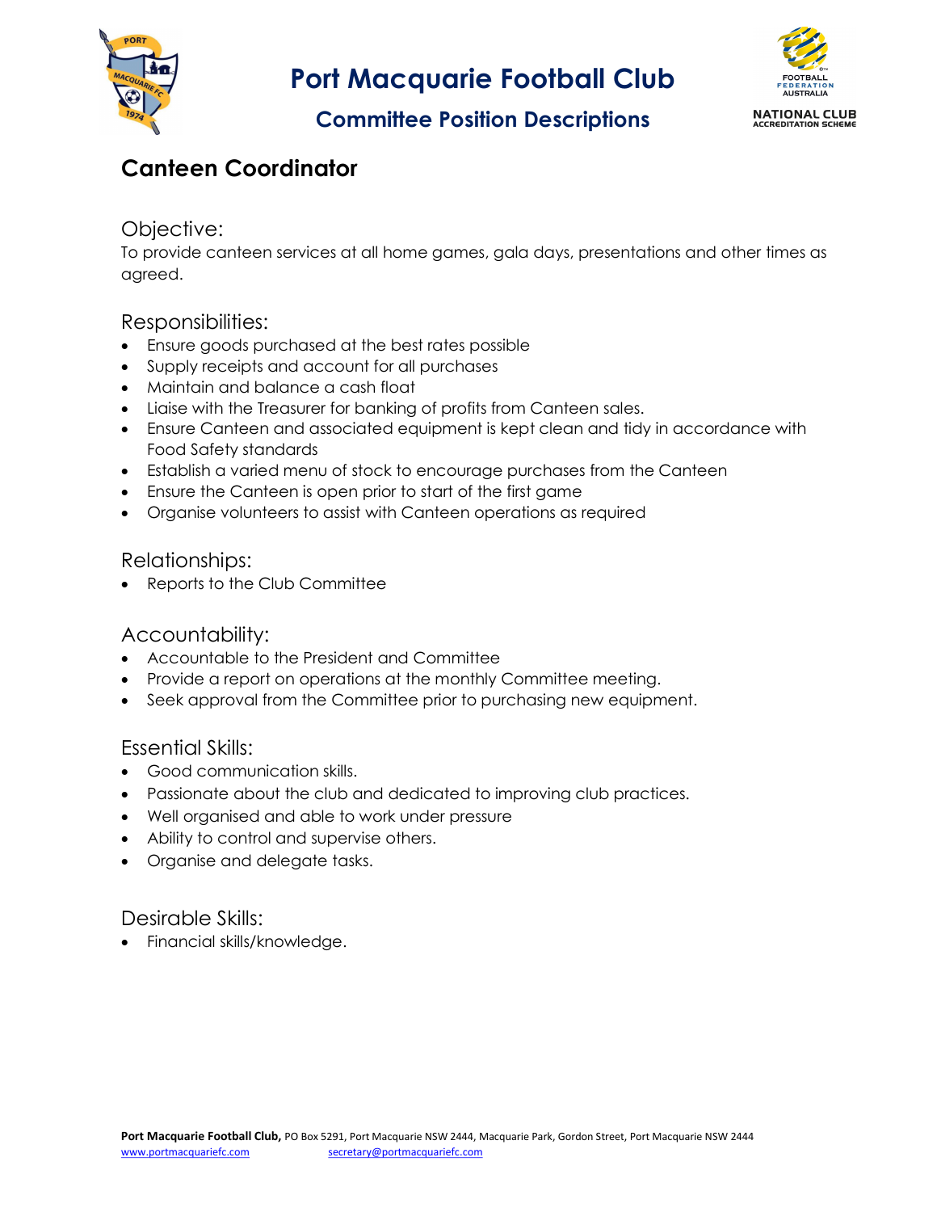# Port Macquarie Football Club

## Committee Position Descriptions

## Canteen Coordinator

### Objective:

To provide canteen services at all home games, gala days, presentations and other times as agreed.

### Responsibilities:

- Ensure goods purchased at the best rates possible
- Supply receipts and account for all purchases
- Maintain and balance a cash float
- Liaise with the Treasurer for banking of profits from Canteen sales.
- Ensure Canteen and associated equipment is kept clean and tidy in accordance with Food Safety standards
- Establish a varied menu of stock to encourage purchases from the Canteen
- Ensure the Canteen is open prior to start of the first game
- Organise volunteers to assist with Canteen operations as required

### Relationships:

- Reports to the Club Committee

### Accountability:

- Accountable to the President and Committee
- Provide a report on operations at the monthly Committee meeting.
- Seek approval from the Committee prior to purchasing new equipment.

### Essential Skills:

- Good communication skills.
- Passionate about the club and dedicated to improving club practices.
- Well organised and able to work under pressure
- Ability to control and supervise others.
- Organise and delegate tasks.

### Desirable Skills:

- Financial skills/knowledge.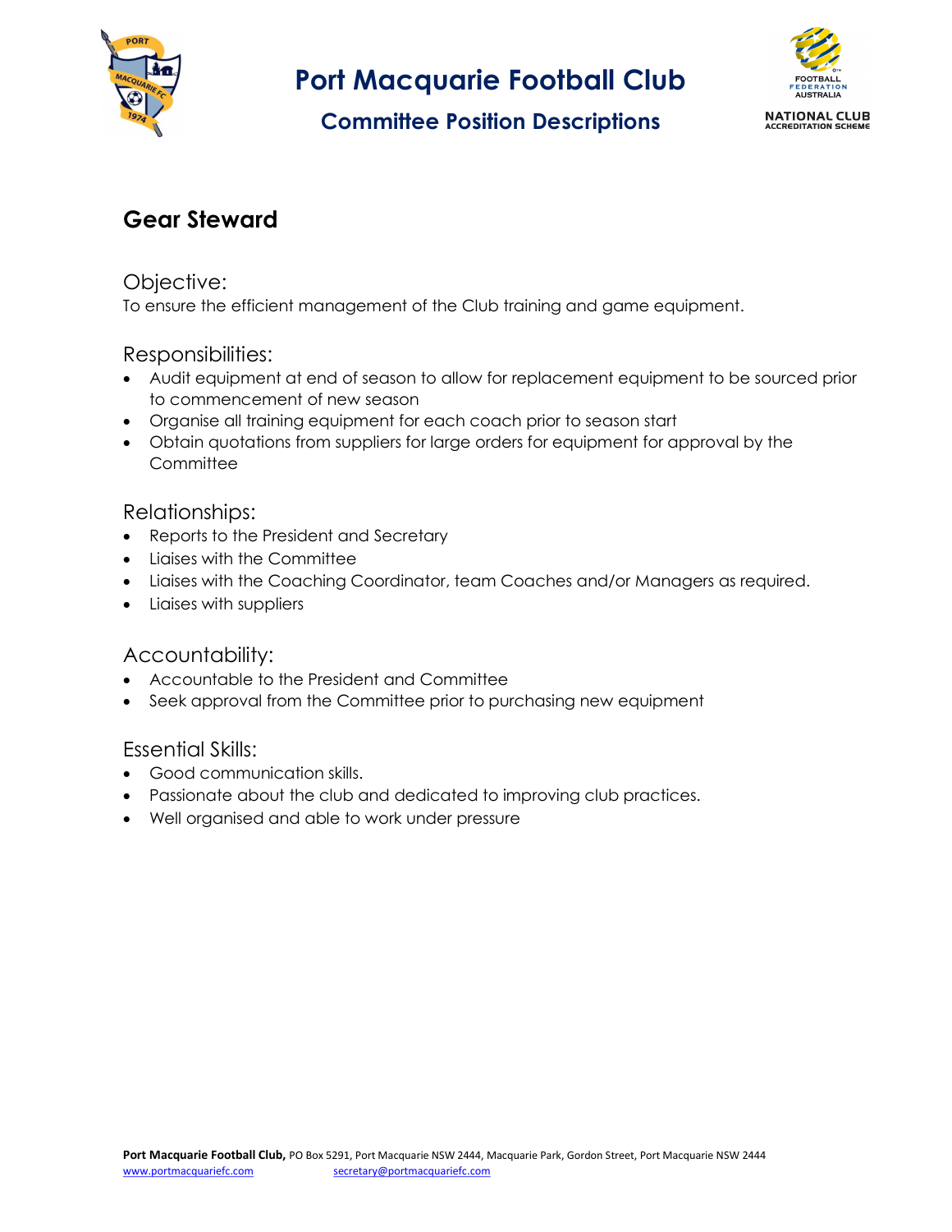# Port Macquarie Football Club

## Committee Position Descriptions

## Gear Steward

### Objective:

To ensure the efficient management of the Club training and game equipment.

### Responsibilities:

- Audit equipment at end of season to allow for replacement equipment to be sourced prior to commencement of new season
- Organise all training equipment for each coach prior to season start
- Obtain quotations from suppliers for large orders for equipment for approval by the Committee

### Relationships:

- Reports to the President and Secretary
- Liaises with the Committee
- Liaises with the Coaching Coordinator, team Coaches and/or Managers as required.
- Liaises with suppliers

### Accountability:

- Accountable to the President and Committee
- Seek approval from the Committee prior to purchasing new equipment

### Essential Skills:

- Good communication skills.
- Passionate about the club and dedicated to improving club practices.
- Well organised and able to work under pressure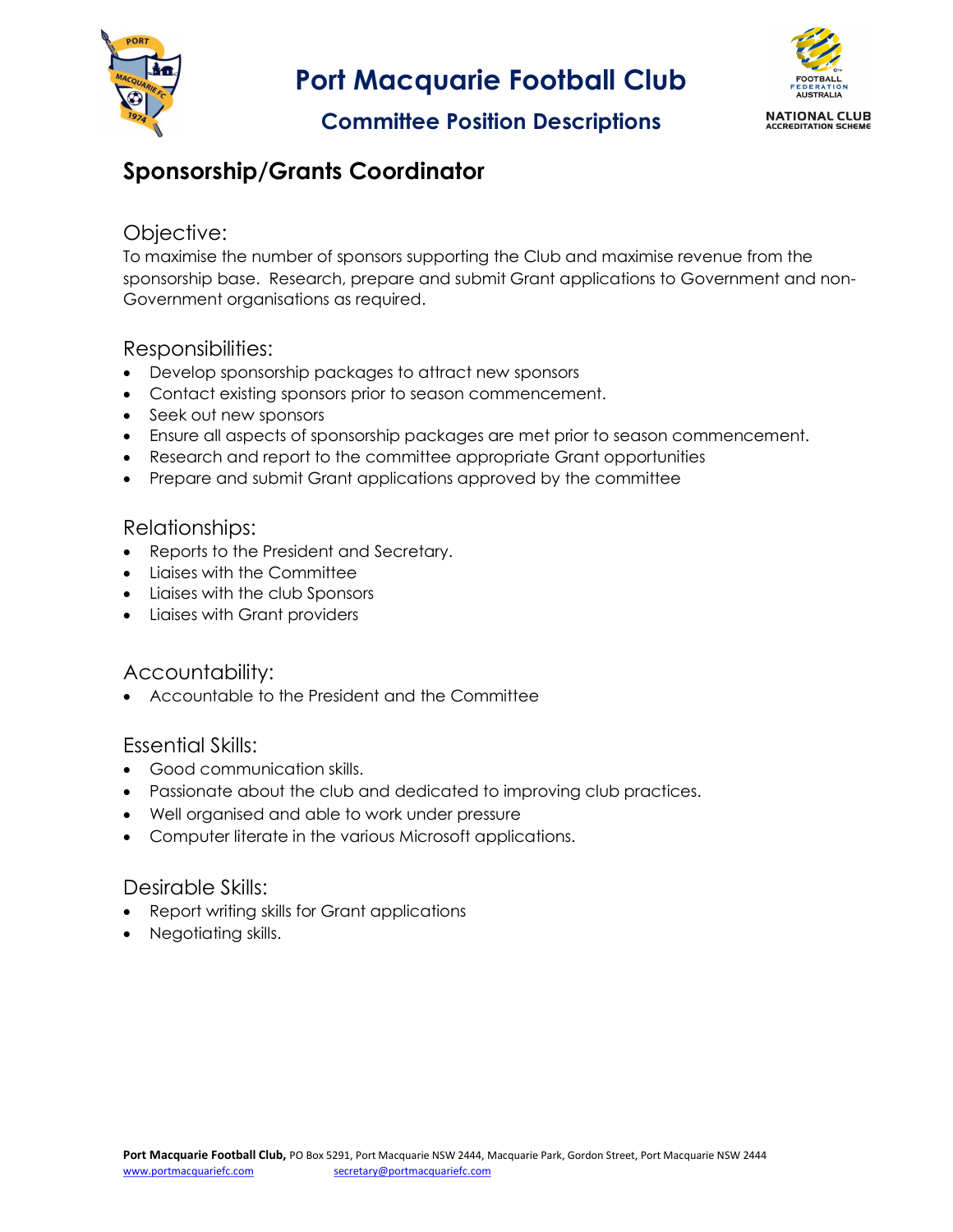# Port Macquarie Football Club

## Committee Position Descriptions

### Sponsorship/Grants Coordinator

#### Objective:

To maximise the number of sponsors supporting the Club and maximise revenue from the sponsorship base. Research, prepare and submit Grant applications to Government and non-Government organisations as required.

#### Responsibilities:

- Develop sponsorship packages to attract new sponsors
- Contact existing sponsors prior to season commencement.
- Seek out new sponsors
- Ensure all aspects of sponsorship packages are met prior to season commencement.
- Research and report to the committee appropriate Grant opportunities
- Prepare and submit Grant applications approved by the committee

#### Relationships:

- Reports to the President and Secretary.
- Liaises with the Committee
- Liaises with the club Sponsors
- Liaises with Grant providers

#### Accountability:

- Accountable to the President and the Committee

#### Essential Skills:

- Good communication skills.
- Passionate about the club and dedicated to improving club practices.
- Well organised and able to work under pressure
- Computer literate in the various Microsoft applications.

#### Desirable Skills:

- Report writing skills for Grant applications
- Negotiating skills.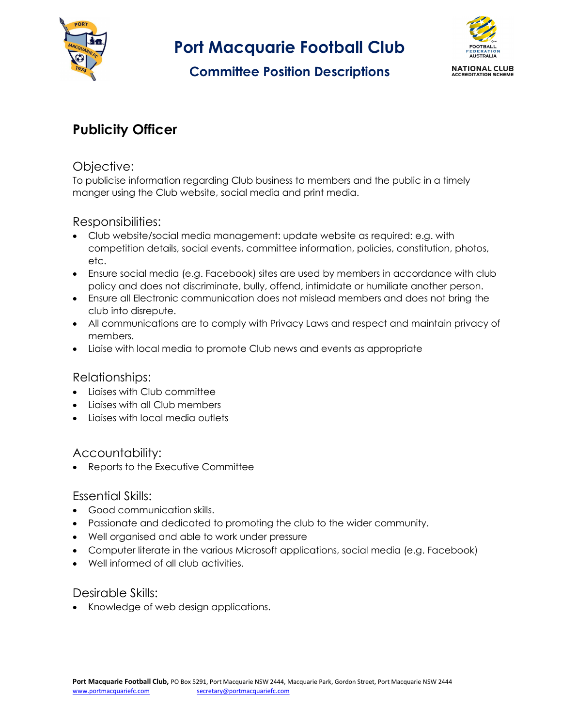# Port Macquarie Football Club

## Committee Position Descriptions

## Publicity Officer

### Objective:

To publicise information regarding Club business to members and the public in a timely manger using the Club website, social media and print media.

### Responsibilities:

- Club website/social media management: update website as required: e.g. with competition details, social events, committee information, policies, constitution, photos, etc.
- Ensure social media (e.g. Facebook) sites are used by members in accordance with club policy and does not discriminate, bully, offend, intimidate or humiliate another person.
- Ensure all Electronic communication does not mislead members and does not bring the club into disrepute.
- All communications are to comply with Privacy Laws and respect and maintain privacy of members.
- Liaise with local media to promote Club news and events as appropriate

### Relationships:

- Liaises with Club committee
- Liaises with all Club members
- Liaises with local media outlets

### Accountability:

- Reports to the Executive Committee

### Essential Skills:

- Good communication skills.
- Passionate and dedicated to promoting the club to the wider community.
- Well organised and able to work under pressure
- Computer literate in the various Microsoft applications, social media (e.g. Facebook)
- Well informed of all club activities.

### Desirable Skills:

- Knowledge of web design applications.

**Port Macquarie Football Club,** PO Box 5291, Port Macquarie NSW 2444, Macquarie Park, Gordon Street, Port Macquarie NSW 2444
www.portmacquariefc.com secretary@portmacquariefc.com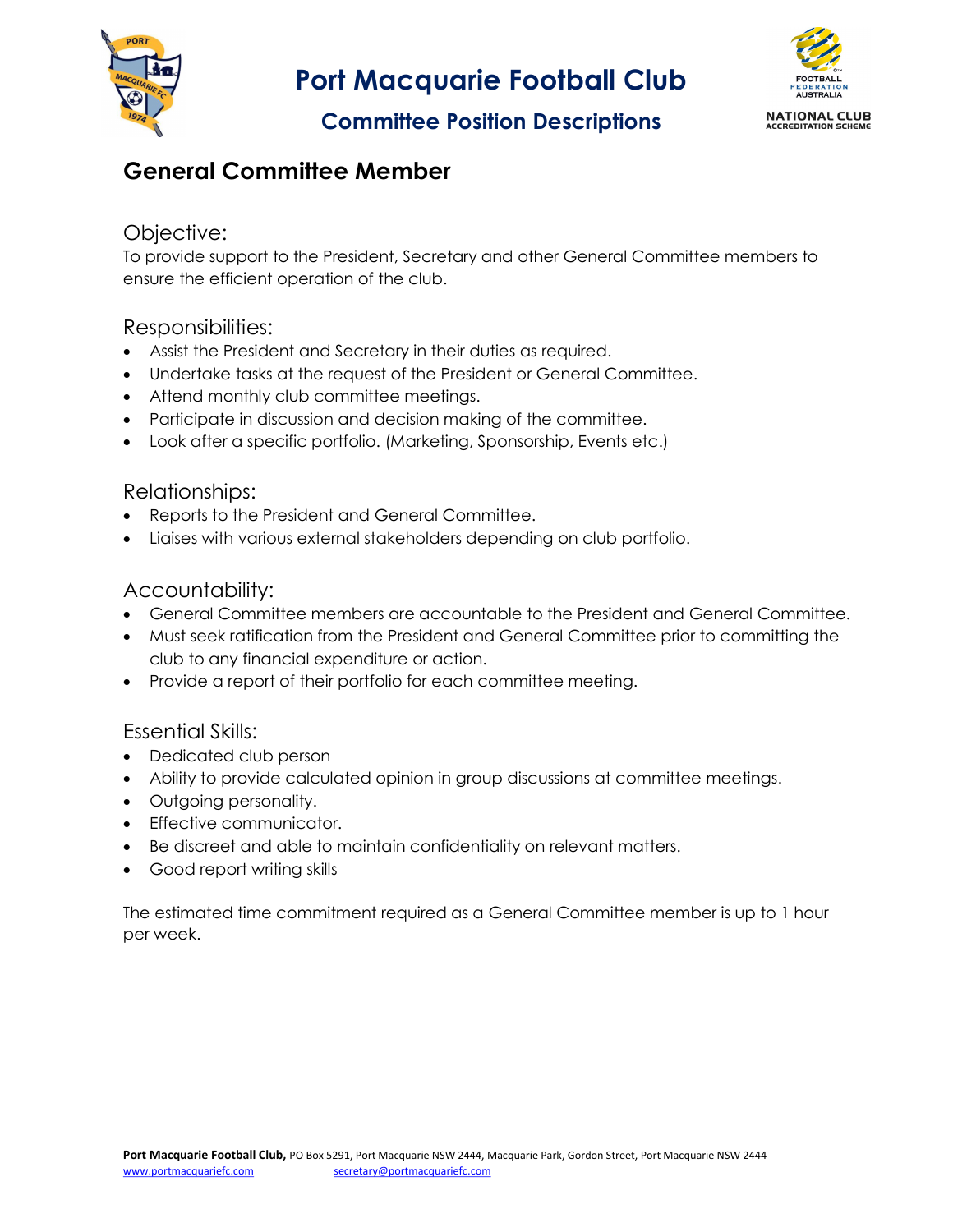# Port Macquarie Football Club

## Committee Position Descriptions

## General Committee Member

### Objective:

To provide support to the President, Secretary and other General Committee members to ensure the efficient operation of the club.

### Responsibilities:

- Assist the President and Secretary in their duties as required.
- Undertake tasks at the request of the President or General Committee.
- Attend monthly club committee meetings.
- Participate in discussion and decision making of the committee.
- Look after a specific portfolio. (Marketing, Sponsorship, Events etc.)

### Relationships:

- Reports to the President and General Committee.
- Liaises with various external stakeholders depending on club portfolio.

### Accountability:

- General Committee members are accountable to the President and General Committee.
- Must seek ratification from the President and General Committee prior to committing the club to any financial expenditure or action.
- Provide a report of their portfolio for each committee meeting.

### Essential Skills:

- Dedicated club person
- Ability to provide calculated opinion in group discussions at committee meetings.
- Outgoing personality.
- Effective communicator.
- Be discreet and able to maintain confidentiality on relevant matters.
- Good report writing skills

The estimated time commitment required as a General Committee member is up to 1 hour per week.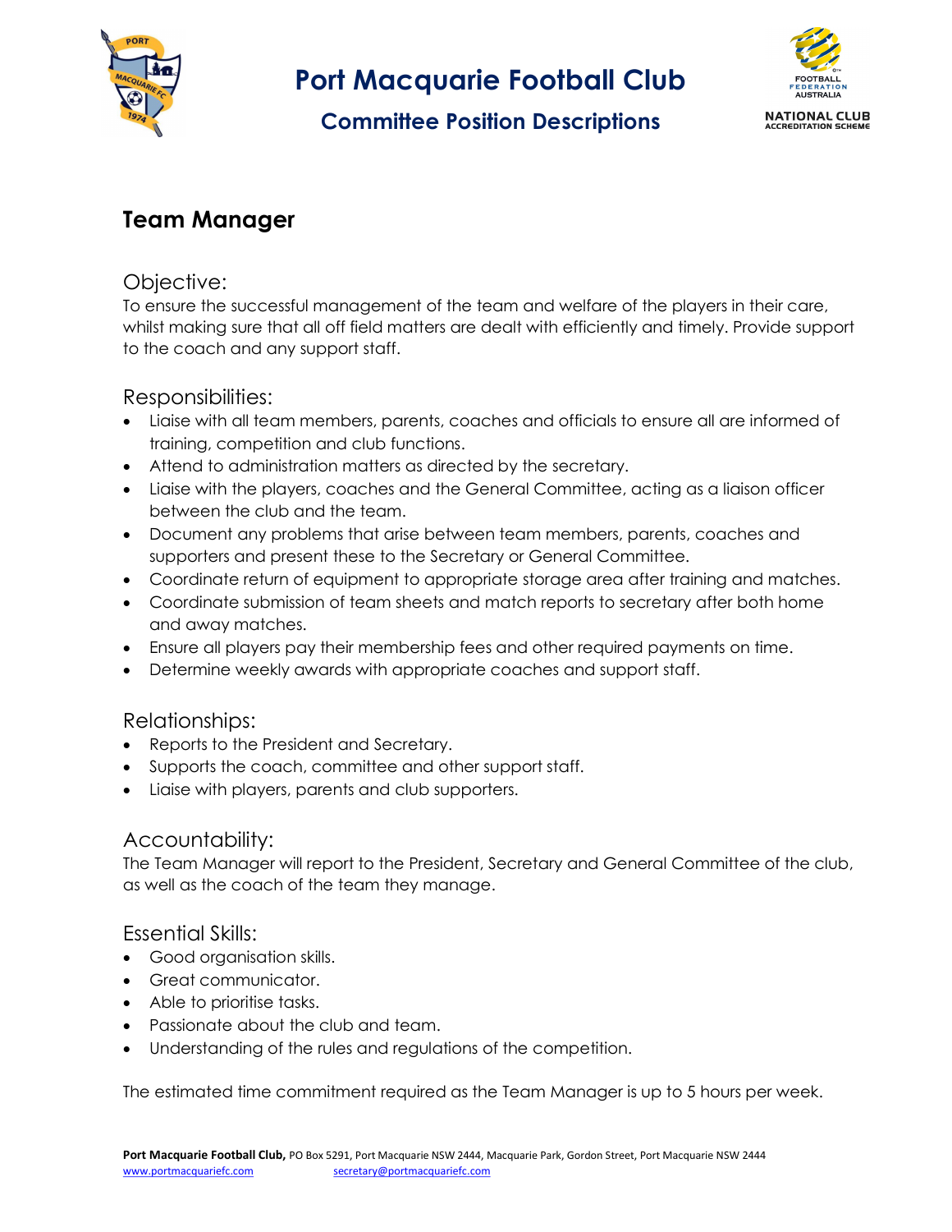# Port Macquarie Football Club

## Committee Position Descriptions

## Team Manager

### Objective:

To ensure the successful management of the team and welfare of the players in their care, whilst making sure that all off field matters are dealt with efficiently and timely. Provide support to the coach and any support staff.

### Responsibilities:

- Liaise with all team members, parents, coaches and officials to ensure all are informed of training, competition and club functions.
- Attend to administration matters as directed by the secretary.
- Liaise with the players, coaches and the General Committee, acting as a liaison officer between the club and the team.
- Document any problems that arise between team members, parents, coaches and supporters and present these to the Secretary or General Committee.
- Coordinate return of equipment to appropriate storage area after training and matches.
- Coordinate submission of team sheets and match reports to secretary after both home and away matches.
- Ensure all players pay their membership fees and other required payments on time.
- Determine weekly awards with appropriate coaches and support staff.

### Relationships:

- Reports to the President and Secretary.
- Supports the coach, committee and other support staff.
- Liaise with players, parents and club supporters.

### Accountability:

The Team Manager will report to the President, Secretary and General Committee of the club, as well as the coach of the team they manage.

### Essential Skills:

- Good organisation skills.
- Great communicator.
- Able to prioritise tasks.
- Passionate about the club and team.
- Understanding of the rules and regulations of the competition.

The estimated time commitment required as the Team Manager is up to 5 hours per week.